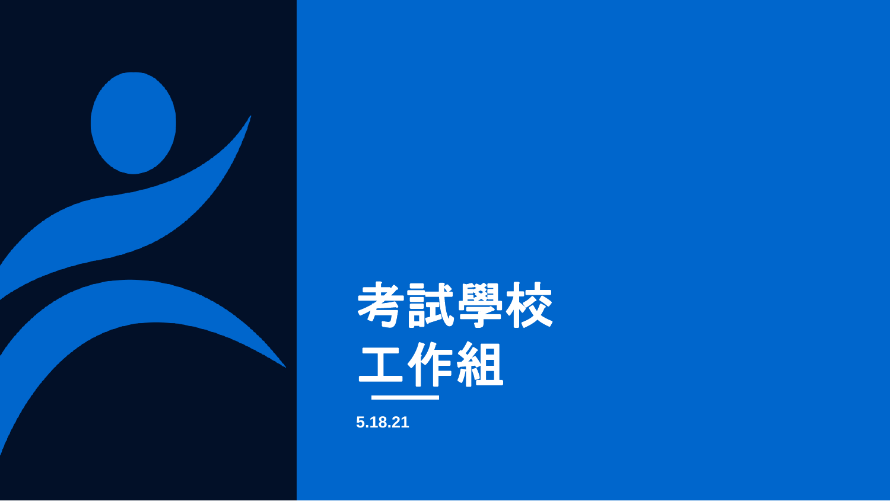# 考試學校工作組

5.18.21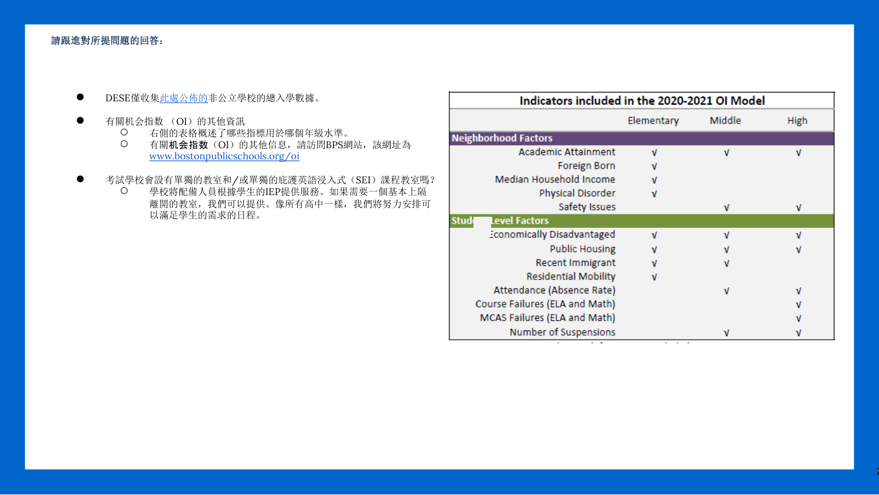**請跟進對所提問題的回答：**

- DESE僅收集[此處公佈的](#)非公立學校的總入學數據。
- 有關机会指数 （OI）的其他資訊
    - 右側的表格概述了哪些指標用於哪個年級水準。
    - 有關**机会指数**（OI）的其他信息，請訪問BPS網站，該網址為 [www.bostonpublicschools.org/oi](www.bostonpublicschools.org/oi)
- 考試學校會設有單獨的教室和/或單獨的庇護英語浸入式（SEI）課程教室嗎？
    - 學校將配備人員根據學生的IEP提供服務。如果需要一個基本上隔離開的教室，我們可以提供。像所有高中一樣，我們將努力安排可以滿足學生的需求的日程。

**Indicators included in the 2020-2021 OI Model**

| | Elementary | Middle | High |
|---|---|---|---|
| **Neighborhood Factors** | | | |
| Academic Attainment | √ | √ | √ |
| Foreign Born | √ | | |
| Median Household Income | √ | | |
| Physical Disorder | √ | | |
| Safety Issues | | √ | √ |
| **Student Level Factors** | | | |
| Economically Disadvantaged | √ | √ | √ |
| Public Housing | √ | √ | √ |
| Recent Immigrant | √ | √ | |
| Residential Mobility | √ | | |
| Attendance (Absence Rate) | | √ | √ |
| Course Failures (ELA and Math) | | | √ |
| MCAS Failures (ELA and Math) | | | √ |
| Number of Suspensions | | √ | √ |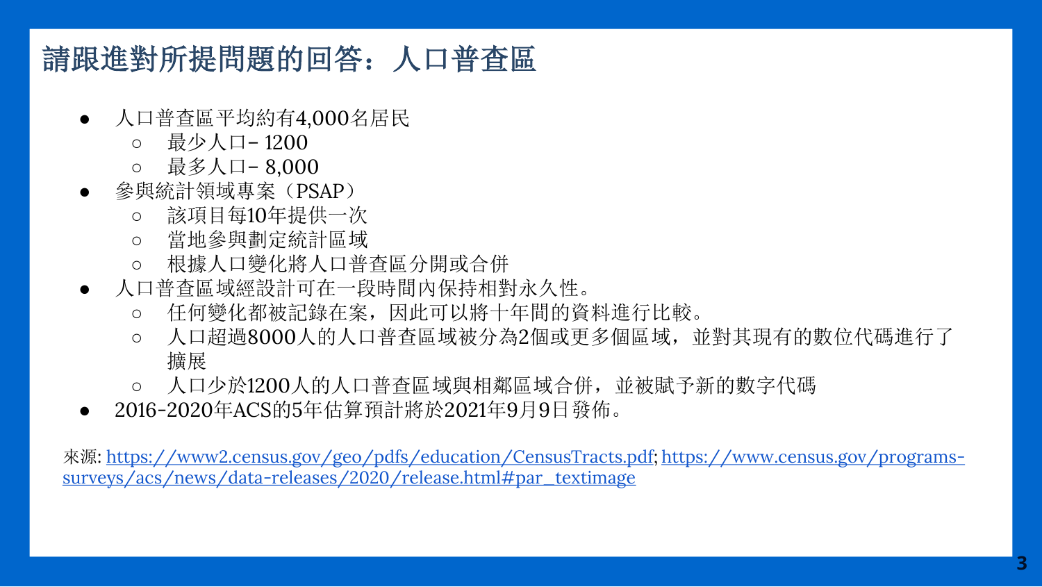# 請跟進對所提問題的回答：人口普查區

- 人口普查區平均約有4,000名居民
  - 最少人口 – 1200
  - 最多人口 – 8,000
- 參與統計領域專案（PSAP）
  - 該項目每10年提供一次
  - 當地參與劃定統計區域
  - 根據人口變化將人口普查區分開或合併
- 人口普查區域經設計可在一段時間內保持相對永久性。
  - 任何變化都被記錄在案，因此可以將十年間的資料進行比較。
  - 人口超過8000人的人口普查區域被分為2個或更多個區域，並對其現有的數位代碼進行了擴展
  - 人口少於1200人的人口普查區域與相鄰區域合併，並被賦予新的數字代碼
- 2016-2020年ACS的5年估算預計將於2021年9月9日發佈。

來源: https://www2.census.gov/geo/pdfs/education/CensusTracts.pdf; https://www.census.gov/programs-surveys/acs/news/data-releases/2020/release.html#par_textimage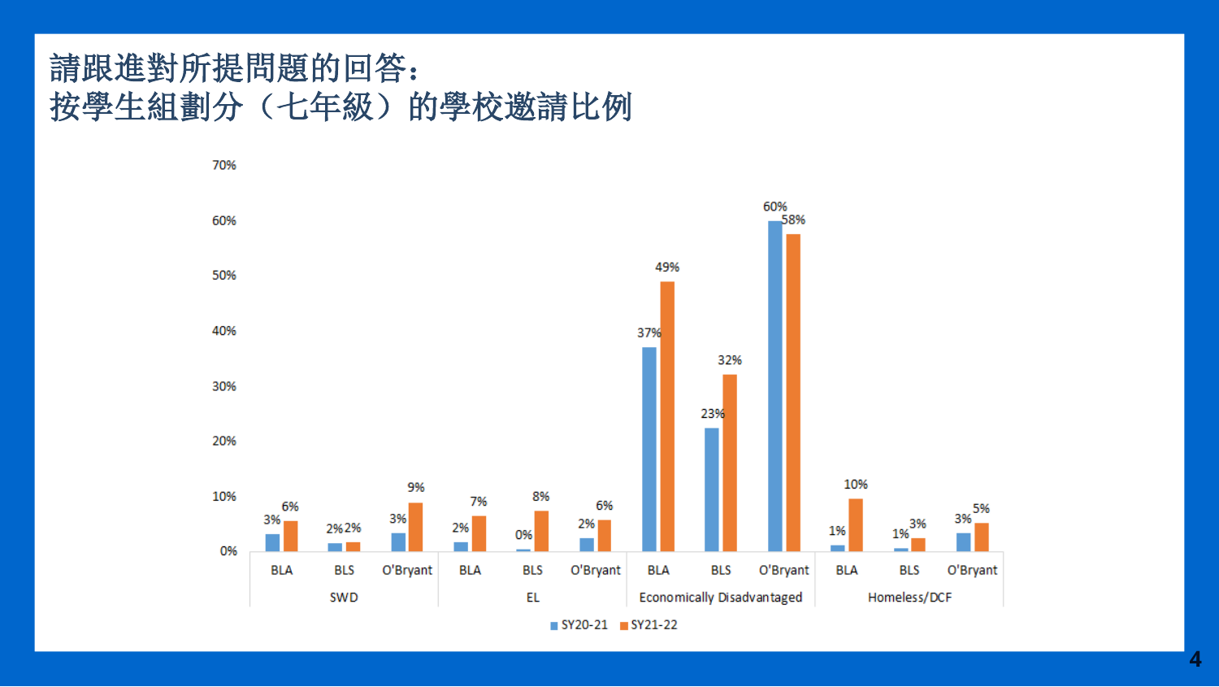# 請跟進對所提問題的回答：
# 按學生組劃分（七年級）的學校邀請比例

| 學生組 | 學校 | SY20-21 | SY21-22 |
|---|---|---|---|
| SWD | BLA | 3% | 6% |
| | BLS | 2% | 2% |
| | O'Bryant | 3% | 9% |
| EL | BLA | 2% | 7% |
| | BLS | 0% | 8% |
| | O'Bryant | 2% | 6% |
| Economically Disadvantaged | BLA | 37% | 49% |
| | BLS | 23% | 32% |
| | O'Bryant | 60% | 58% |
| Homeless/DCF | BLA | 1% | 10% |
| | BLS | 1% | 3% |
| | O'Bryant | 3% | 5% |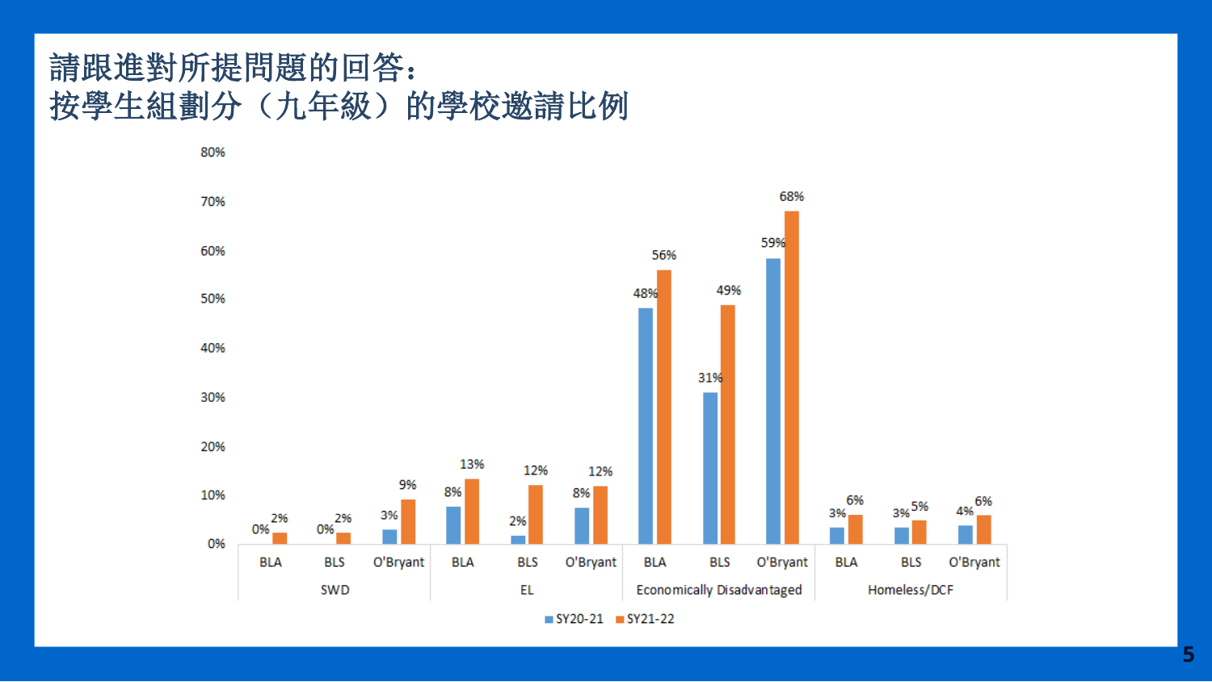# 請跟進對所提問題的回答：
# 按學生組劃分（九年級）的學校邀請比例

| 學生組 | 學校 | SY20-21 | SY21-22 |
|---|---|---|---|
| SWD | BLA | 0% | 2% |
| | BLS | 0% | 2% |
| | O'Bryant | 3% | 9% |
| EL | BLA | 8% | 13% |
| | BLS | 2% | 12% |
| | O'Bryant | 8% | 12% |
| Economically Disadvantaged | BLA | 48% | 56% |
| | BLS | 31% | 49% |
| | O'Bryant | 59% | 68% |
| Homeless/DCF | BLA | 3% | 6% |
| | BLS | 3% | 5% |
| | O'Bryant | 4% | 6% |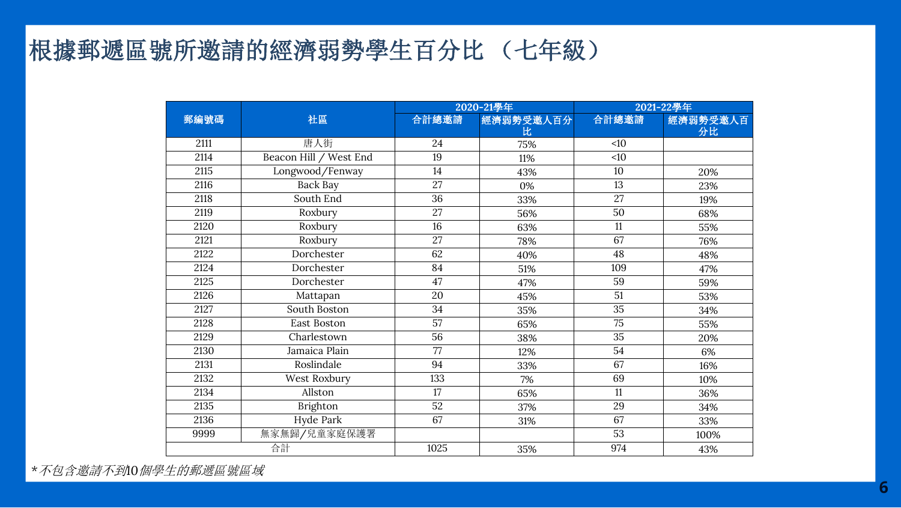# 根據郵遞區號所邀請的經濟弱勢學生百分比 （七年級）

| 郵編號碼 | 社區 | 2020-21學年 | | 2021-22學年 | |
|---|---|---|---|---|---|
| | | 合計總邀請 | 經濟弱勢受邀人百分比 | 合計總邀請 | 經濟弱勢受邀人百分比 |
| 2111 | 唐人街 | 24 | 75% | <10 | |
| 2114 | Beacon Hill / West End | 19 | 11% | <10 | |
| 2115 | Longwood/Fenway | 14 | 43% | 10 | 20% |
| 2116 | Back Bay | 27 | 0% | 13 | 23% |
| 2118 | South End | 36 | 33% | 27 | 19% |
| 2119 | Roxbury | 27 | 56% | 50 | 68% |
| 2120 | Roxbury | 16 | 63% | 11 | 55% |
| 2121 | Roxbury | 27 | 78% | 67 | 76% |
| 2122 | Dorchester | 62 | 40% | 48 | 48% |
| 2124 | Dorchester | 84 | 51% | 109 | 47% |
| 2125 | Dorchester | 47 | 47% | 59 | 59% |
| 2126 | Mattapan | 20 | 45% | 51 | 53% |
| 2127 | South Boston | 34 | 35% | 35 | 34% |
| 2128 | East Boston | 57 | 65% | 75 | 55% |
| 2129 | Charlestown | 56 | 38% | 35 | 20% |
| 2130 | Jamaica Plain | 77 | 12% | 54 | 6% |
| 2131 | Roslindale | 94 | 33% | 67 | 16% |
| 2132 | West Roxbury | 133 | 7% | 69 | 10% |
| 2134 | Allston | 17 | 65% | 11 | 36% |
| 2135 | Brighton | 52 | 37% | 29 | 34% |
| 2136 | Hyde Park | 67 | 31% | 67 | 33% |
| 9999 | 無家無歸/兒童家庭保護署 | | | 53 | 100% |
| 合計 | | 1025 | 35% | 974 | 43% |

*\*不包含邀請不到10個學生的郵遞區號區域*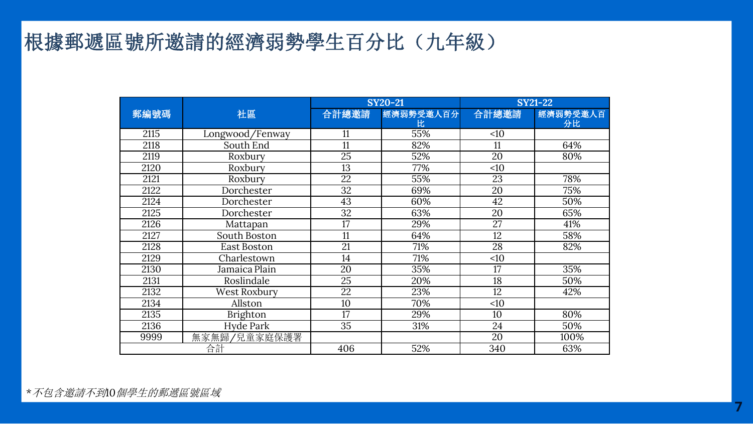# 根據郵遞區號所邀請的經濟弱勢學生百分比（九年級）

| 郵編號碼 | 社區 | SY20-21 | | SY21-22 | |
|---|---|---|---|---|---|
| | | 合計總邀請 | 經濟弱勢受邀人百分比 | 合計總邀請 | 經濟弱勢受邀人百分比 |
| 2115 | Longwood/Fenway | 11 | 55% | <10 | |
| 2118 | South End | 11 | 82% | 11 | 64% |
| 2119 | Roxbury | 25 | 52% | 20 | 80% |
| 2120 | Roxbury | 13 | 77% | <10 | |
| 2121 | Roxbury | 22 | 55% | 23 | 78% |
| 2122 | Dorchester | 32 | 69% | 20 | 75% |
| 2124 | Dorchester | 43 | 60% | 42 | 50% |
| 2125 | Dorchester | 32 | 63% | 20 | 65% |
| 2126 | Mattapan | 17 | 29% | 27 | 41% |
| 2127 | South Boston | 11 | 64% | 12 | 58% |
| 2128 | East Boston | 21 | 71% | 28 | 82% |
| 2129 | Charlestown | 14 | 71% | <10 | |
| 2130 | Jamaica Plain | 20 | 35% | 17 | 35% |
| 2131 | Roslindale | 25 | 20% | 18 | 50% |
| 2132 | West Roxbury | 22 | 23% | 12 | 42% |
| 2134 | Allston | 10 | 70% | <10 | |
| 2135 | Brighton | 17 | 29% | 10 | 80% |
| 2136 | Hyde Park | 35 | 31% | 24 | 50% |
| 9999 | 無家無歸/兒童家庭保護署 | | | 20 | 100% |
| 合計 | | 406 | 52% | 340 | 63% |

*\*不包含邀請不到10個學生的郵遞區號區域*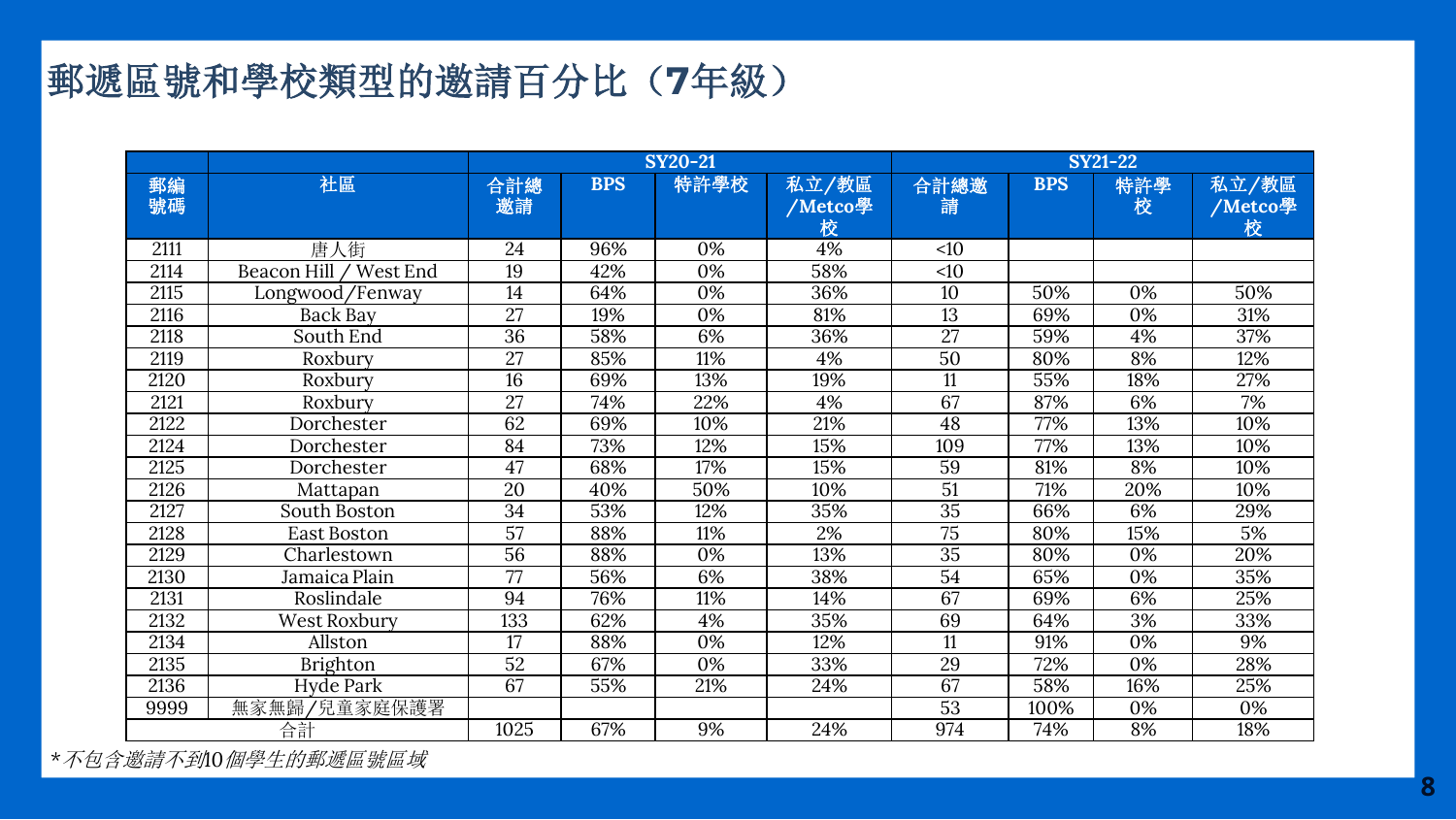# 郵遞區號和學校類型的邀請百分比（7年級）

| 郵編號碼 | 社區 | SY20-21 | | | | SY21-22 | | | |
|---|---|---|---|---|---|---|---|---|---|
| | | 合計總邀請 | BPS | 特許學校 | 私立/教區/Metco學校 | 合計總邀請 | BPS | 特許學校 | 私立/教區/Metco學校 |
| 2111 | 唐人街 | 24 | 96% | 0% | 4% | <10 | | | |
| 2114 | Beacon Hill / West End | 19 | 42% | 0% | 58% | <10 | | | |
| 2115 | Longwood/Fenway | 14 | 64% | 0% | 36% | 10 | 50% | 0% | 50% |
| 2116 | Back Bay | 27 | 19% | 0% | 81% | 13 | 69% | 0% | 31% |
| 2118 | South End | 36 | 58% | 6% | 36% | 27 | 59% | 4% | 37% |
| 2119 | Roxbury | 27 | 85% | 11% | 4% | 50 | 80% | 8% | 12% |
| 2120 | Roxbury | 16 | 69% | 13% | 19% | 11 | 55% | 18% | 27% |
| 2121 | Roxbury | 27 | 74% | 22% | 4% | 67 | 87% | 6% | 7% |
| 2122 | Dorchester | 62 | 69% | 10% | 21% | 48 | 77% | 13% | 10% |
| 2124 | Dorchester | 84 | 73% | 12% | 15% | 109 | 77% | 13% | 10% |
| 2125 | Dorchester | 47 | 68% | 17% | 15% | 59 | 81% | 8% | 10% |
| 2126 | Mattapan | 20 | 40% | 50% | 10% | 51 | 71% | 20% | 10% |
| 2127 | South Boston | 34 | 53% | 12% | 35% | 35 | 66% | 6% | 29% |
| 2128 | East Boston | 57 | 88% | 11% | 2% | 75 | 80% | 15% | 5% |
| 2129 | Charlestown | 56 | 88% | 0% | 13% | 35 | 80% | 0% | 20% |
| 2130 | Jamaica Plain | 77 | 56% | 6% | 38% | 54 | 65% | 0% | 35% |
| 2131 | Roslindale | 94 | 76% | 11% | 14% | 67 | 69% | 6% | 25% |
| 2132 | West Roxbury | 133 | 62% | 4% | 35% | 69 | 64% | 3% | 33% |
| 2134 | Allston | 17 | 88% | 0% | 12% | 11 | 91% | 0% | 9% |
| 2135 | Brighton | 52 | 67% | 0% | 33% | 29 | 72% | 0% | 28% |
| 2136 | Hyde Park | 67 | 55% | 21% | 24% | 67 | 58% | 16% | 25% |
| 9999 | 無家無歸/兒童家庭保護署 | | | | | 53 | 100% | 0% | 0% |
| 合計 | | 1025 | 67% | 9% | 24% | 974 | 74% | 8% | 18% |

*\*不包含邀請不到10個學生的郵遞區號區域*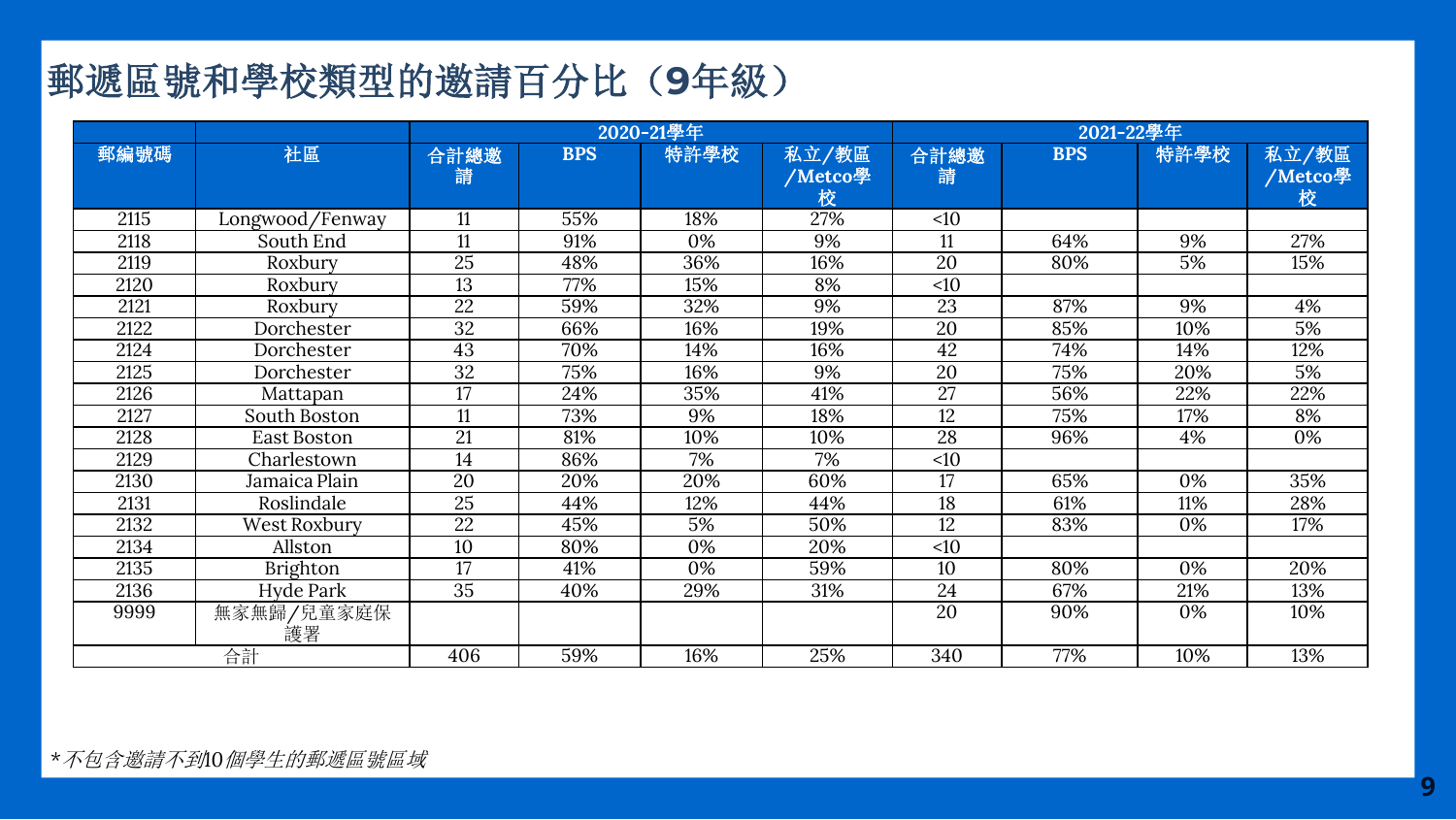# 郵遞區號和學校類型的邀請百分比（9年級）

| | | 2020-21學年 | | | | 2021-22學年 | | | |
|---|---|---|---|---|---|---|---|---|---|
| 郵編號碼 | 社區 | 合計總邀請 | BPS | 特許學校 | 私立/教區/Metco學校 | 合計總邀請 | BPS | 特許學校 | 私立/教區/Metco學校 |
| 2115 | Longwood/Fenway | 11 | 55% | 18% | 27% | <10 | | | |
| 2118 | South End | 11 | 91% | 0% | 9% | 11 | 64% | 9% | 27% |
| 2119 | Roxbury | 25 | 48% | 36% | 16% | 20 | 80% | 5% | 15% |
| 2120 | Roxbury | 13 | 77% | 15% | 8% | <10 | | | |
| 2121 | Roxbury | 22 | 59% | 32% | 9% | 23 | 87% | 9% | 4% |
| 2122 | Dorchester | 32 | 66% | 16% | 19% | 20 | 85% | 10% | 5% |
| 2124 | Dorchester | 43 | 70% | 14% | 16% | 42 | 74% | 14% | 12% |
| 2125 | Dorchester | 32 | 75% | 16% | 9% | 20 | 75% | 20% | 5% |
| 2126 | Mattapan | 17 | 24% | 35% | 41% | 27 | 56% | 22% | 22% |
| 2127 | South Boston | 11 | 73% | 9% | 18% | 12 | 75% | 17% | 8% |
| 2128 | East Boston | 21 | 81% | 10% | 10% | 28 | 96% | 4% | 0% |
| 2129 | Charlestown | 14 | 86% | 7% | 7% | <10 | | | |
| 2130 | Jamaica Plain | 20 | 20% | 20% | 60% | 17 | 65% | 0% | 35% |
| 2131 | Roslindale | 25 | 44% | 12% | 44% | 18 | 61% | 11% | 28% |
| 2132 | West Roxbury | 22 | 45% | 5% | 50% | 12 | 83% | 0% | 17% |
| 2134 | Allston | 10 | 80% | 0% | 20% | <10 | | | |
| 2135 | Brighton | 17 | 41% | 0% | 59% | 10 | 80% | 0% | 20% |
| 2136 | Hyde Park | 35 | 40% | 29% | 31% | 24 | 67% | 21% | 13% |
| 9999 | 無家無歸/兒童家庭保護署 | | | | | 20 | 90% | 0% | 10% |
| 合計 | | 406 | 59% | 16% | 25% | 340 | 77% | 10% | 13% |

*不包含邀請不到10個學生的郵遞區號區域*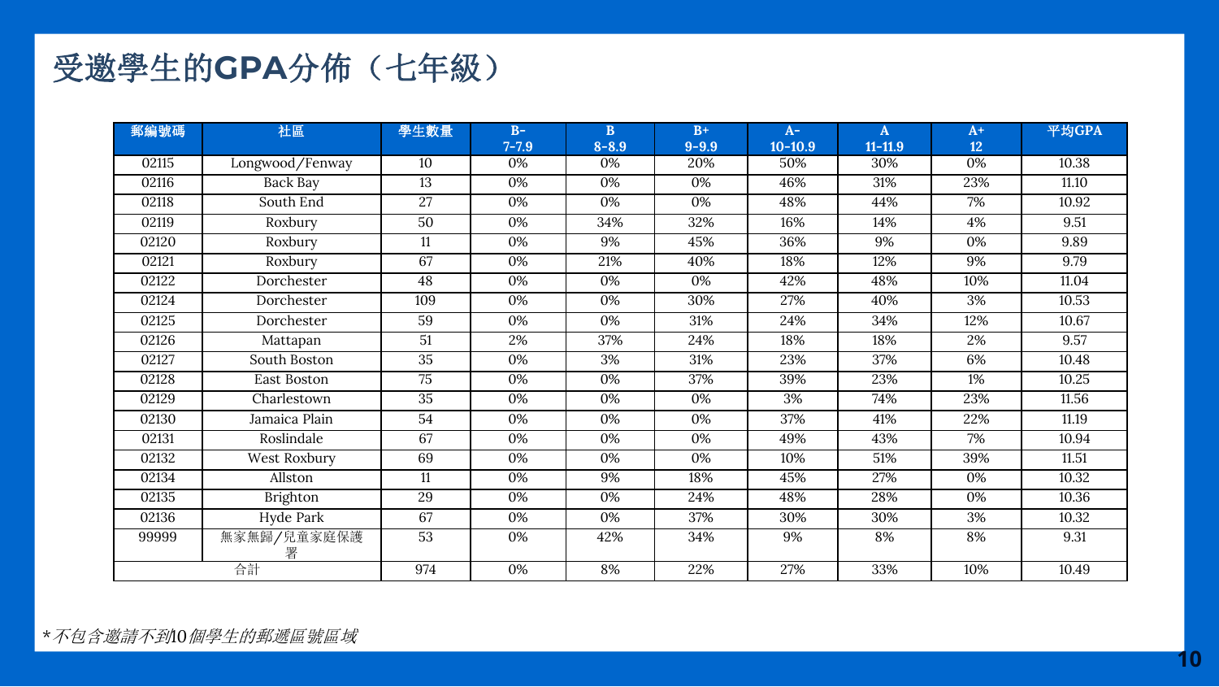# 受邀學生的GPA分佈（七年級）

| 郵編號碼 | 社區 | 學生數量 | B- 7-7.9 | B 8-8.9 | B+ 9-9.9 | A- 10-10.9 | A 11-11.9 | A+ 12 | 平均GPA |
|---|---|---|---|---|---|---|---|---|---|
| 02115 | Longwood/Fenway | 10 | 0% | 0% | 20% | 50% | 30% | 0% | 10.38 |
| 02116 | Back Bay | 13 | 0% | 0% | 0% | 46% | 31% | 23% | 11.10 |
| 02118 | South End | 27 | 0% | 0% | 0% | 48% | 44% | 7% | 10.92 |
| 02119 | Roxbury | 50 | 0% | 34% | 32% | 16% | 14% | 4% | 9.51 |
| 02120 | Roxbury | 11 | 0% | 9% | 45% | 36% | 9% | 0% | 9.89 |
| 02121 | Roxbury | 67 | 0% | 21% | 40% | 18% | 12% | 9% | 9.79 |
| 02122 | Dorchester | 48 | 0% | 0% | 0% | 42% | 48% | 10% | 11.04 |
| 02124 | Dorchester | 109 | 0% | 0% | 30% | 27% | 40% | 3% | 10.53 |
| 02125 | Dorchester | 59 | 0% | 0% | 31% | 24% | 34% | 12% | 10.67 |
| 02126 | Mattapan | 51 | 2% | 37% | 24% | 18% | 18% | 2% | 9.57 |
| 02127 | South Boston | 35 | 0% | 3% | 31% | 23% | 37% | 6% | 10.48 |
| 02128 | East Boston | 75 | 0% | 0% | 37% | 39% | 23% | 1% | 10.25 |
| 02129 | Charlestown | 35 | 0% | 0% | 0% | 3% | 74% | 23% | 11.56 |
| 02130 | Jamaica Plain | 54 | 0% | 0% | 0% | 37% | 41% | 22% | 11.19 |
| 02131 | Roslindale | 67 | 0% | 0% | 0% | 49% | 43% | 7% | 10.94 |
| 02132 | West Roxbury | 69 | 0% | 0% | 0% | 10% | 51% | 39% | 11.51 |
| 02134 | Allston | 11 | 0% | 9% | 18% | 45% | 27% | 0% | 10.32 |
| 02135 | Brighton | 29 | 0% | 0% | 24% | 48% | 28% | 0% | 10.36 |
| 02136 | Hyde Park | 67 | 0% | 0% | 37% | 30% | 30% | 3% | 10.32 |
| 99999 | 無家無歸/兒童家庭保護署 | 53 | 0% | 42% | 34% | 9% | 8% | 8% | 9.31 |
| 合計 | | 974 | 0% | 8% | 22% | 27% | 33% | 10% | 10.49 |

*\*不包含邀請不到10個學生的郵遞區號區域*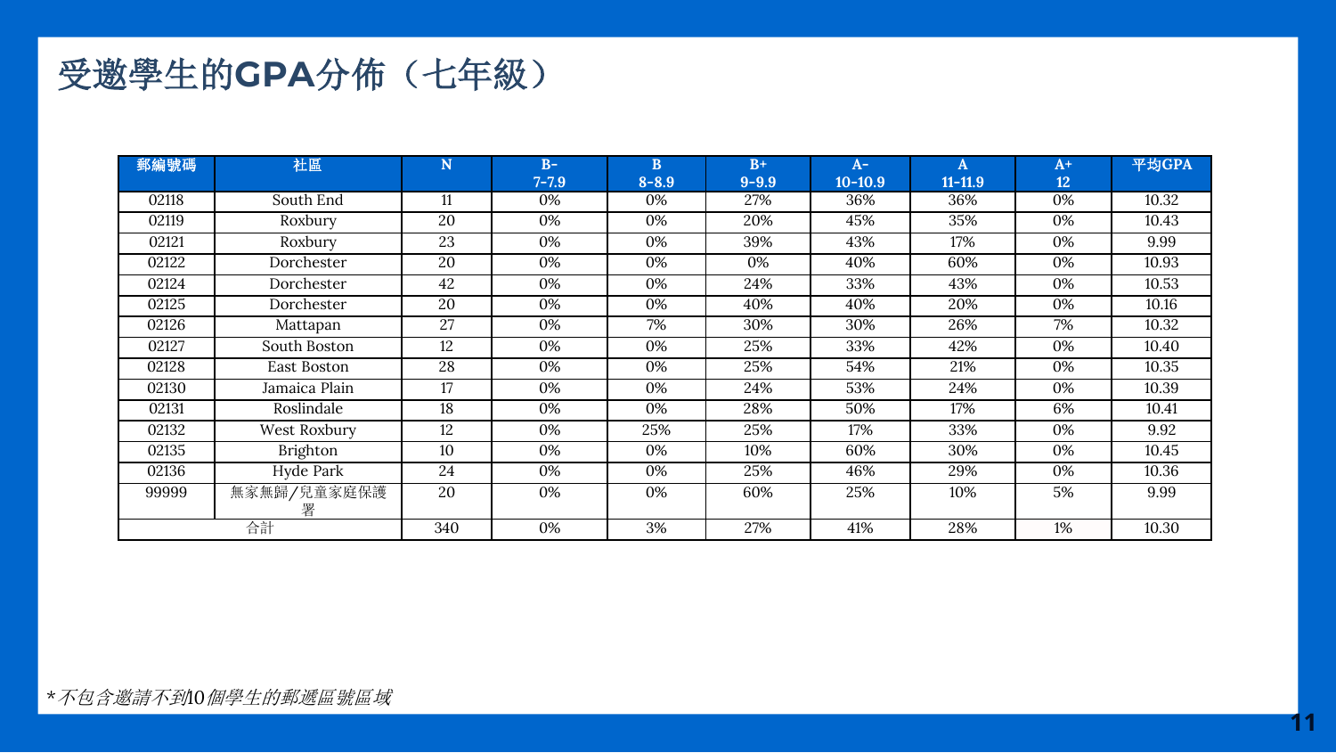# 受邀學生的GPA分佈（七年級）

| 郵編號碼 | 社區 | N | B- 7-7.9 | B 8-8.9 | B+ 9-9.9 | A- 10-10.9 | A 11-11.9 | A+ 12 | 平均GPA |
|---|---|---|---|---|---|---|---|---|---|
| 02118 | South End | 11 | 0% | 0% | 27% | 36% | 36% | 0% | 10.32 |
| 02119 | Roxbury | 20 | 0% | 0% | 20% | 45% | 35% | 0% | 10.43 |
| 02121 | Roxbury | 23 | 0% | 0% | 39% | 43% | 17% | 0% | 9.99 |
| 02122 | Dorchester | 20 | 0% | 0% | 0% | 40% | 60% | 0% | 10.93 |
| 02124 | Dorchester | 42 | 0% | 0% | 24% | 33% | 43% | 0% | 10.53 |
| 02125 | Dorchester | 20 | 0% | 0% | 40% | 40% | 20% | 0% | 10.16 |
| 02126 | Mattapan | 27 | 0% | 7% | 30% | 30% | 26% | 7% | 10.32 |
| 02127 | South Boston | 12 | 0% | 0% | 25% | 33% | 42% | 0% | 10.40 |
| 02128 | East Boston | 28 | 0% | 0% | 25% | 54% | 21% | 0% | 10.35 |
| 02130 | Jamaica Plain | 17 | 0% | 0% | 24% | 53% | 24% | 0% | 10.39 |
| 02131 | Roslindale | 18 | 0% | 0% | 28% | 50% | 17% | 6% | 10.41 |
| 02132 | West Roxbury | 12 | 0% | 25% | 25% | 17% | 33% | 0% | 9.92 |
| 02135 | Brighton | 10 | 0% | 0% | 10% | 60% | 30% | 0% | 10.45 |
| 02136 | Hyde Park | 24 | 0% | 0% | 25% | 46% | 29% | 0% | 10.36 |
| 99999 | 無家無歸/兒童家庭保護署 | 20 | 0% | 0% | 60% | 25% | 10% | 5% | 9.99 |
| 合計 | | 340 | 0% | 3% | 27% | 41% | 28% | 1% | 10.30 |

*不包含邀請不到10個學生的郵遞區號區域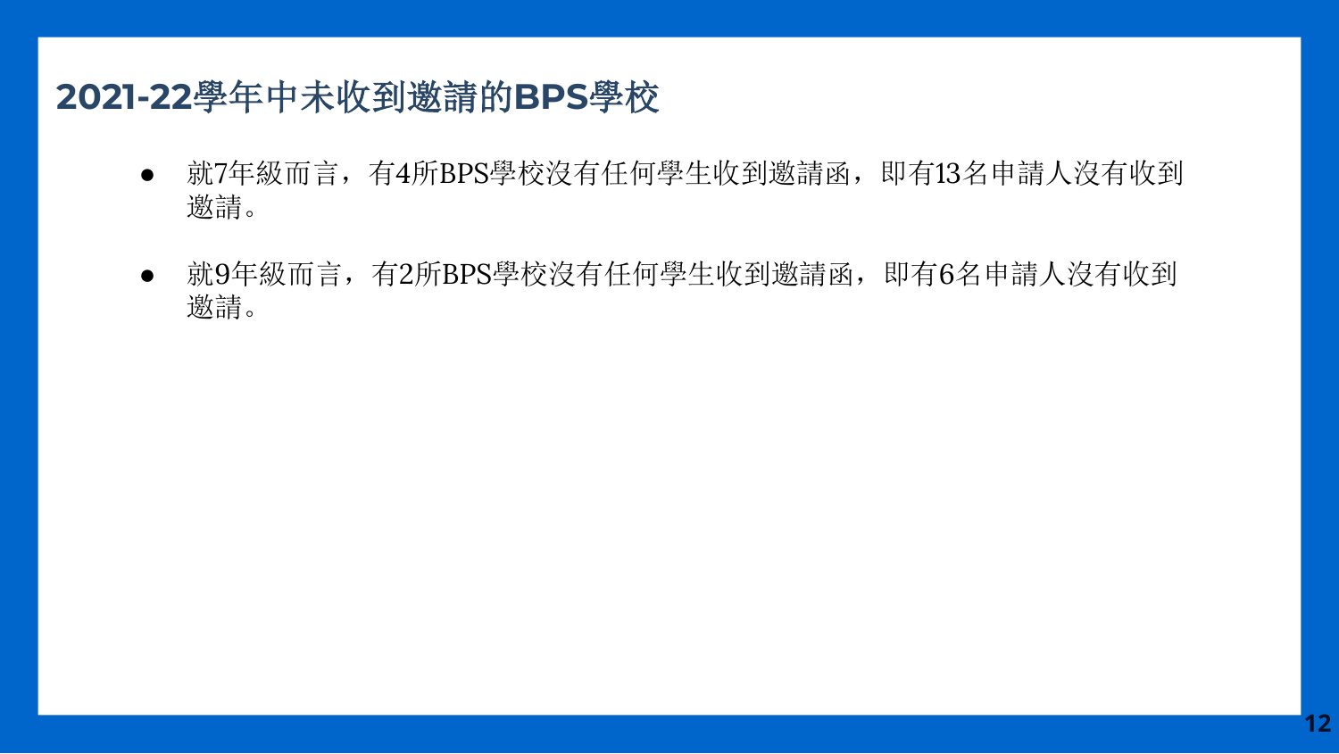# 2021-22學年中未收到邀請的BPS學校

- 就7年級而言，有4所BPS學校沒有任何學生收到邀請函，即有13名申請人沒有收到邀請。

- 就9年級而言，有2所BPS學校沒有任何學生收到邀請函，即有6名申請人沒有收到邀請。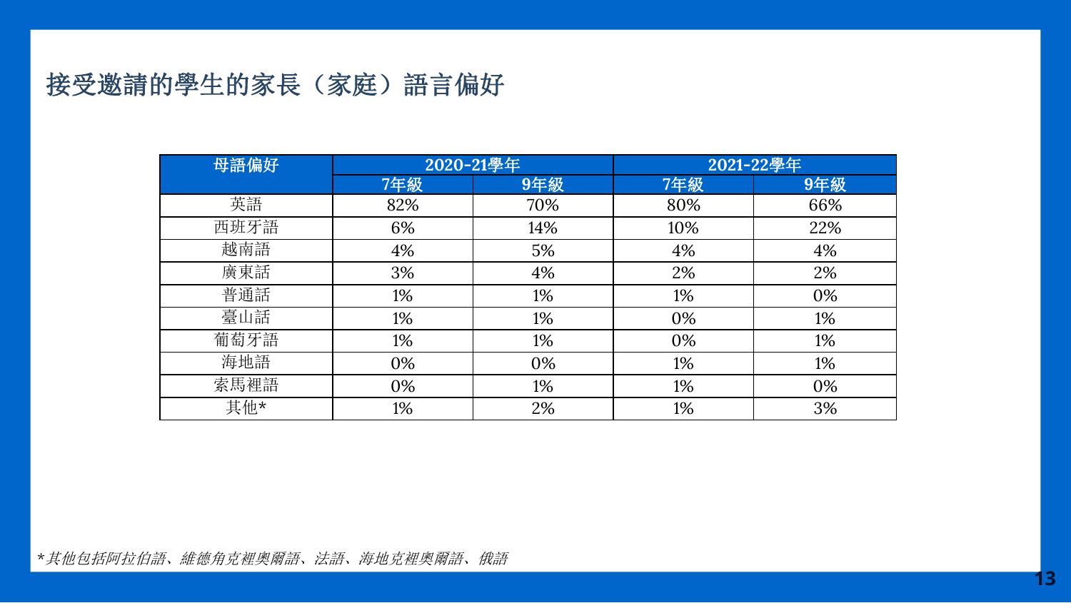# 接受邀請的學生的家長（家庭）語言偏好

| 母語偏好 | 2020-21學年 | | 2021-22學年 | |
|---|---|---|---|---|
| | 7年級 | 9年級 | 7年級 | 9年級 |
| 英語 | 82% | 70% | 80% | 66% |
| 西班牙語 | 6% | 14% | 10% | 22% |
| 越南語 | 4% | 5% | 4% | 4% |
| 廣東話 | 3% | 4% | 2% | 2% |
| 普通話 | 1% | 1% | 1% | 0% |
| 臺山話 | 1% | 1% | 0% | 1% |
| 葡萄牙語 | 1% | 1% | 0% | 1% |
| 海地語 | 0% | 0% | 1% | 1% |
| 索馬裡語 | 0% | 1% | 1% | 0% |
| 其他* | 1% | 2% | 1% | 3% |

*\*其他包括阿拉伯語、維德角克裡奧爾語、法語、海地克裡奧爾語、俄語*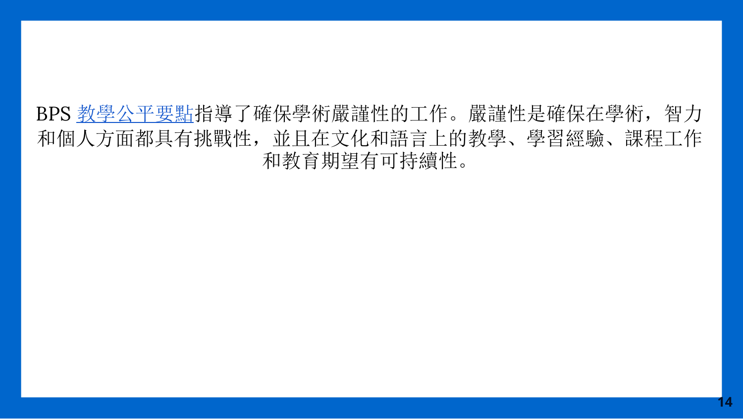BPS 教學公平要點指導了確保學術嚴謹性的工作。嚴謹性是確保在學術，智力和個人方面都具有挑戰性，並且在文化和語言上的教學、學習經驗、課程工作和教育期望有可持續性。